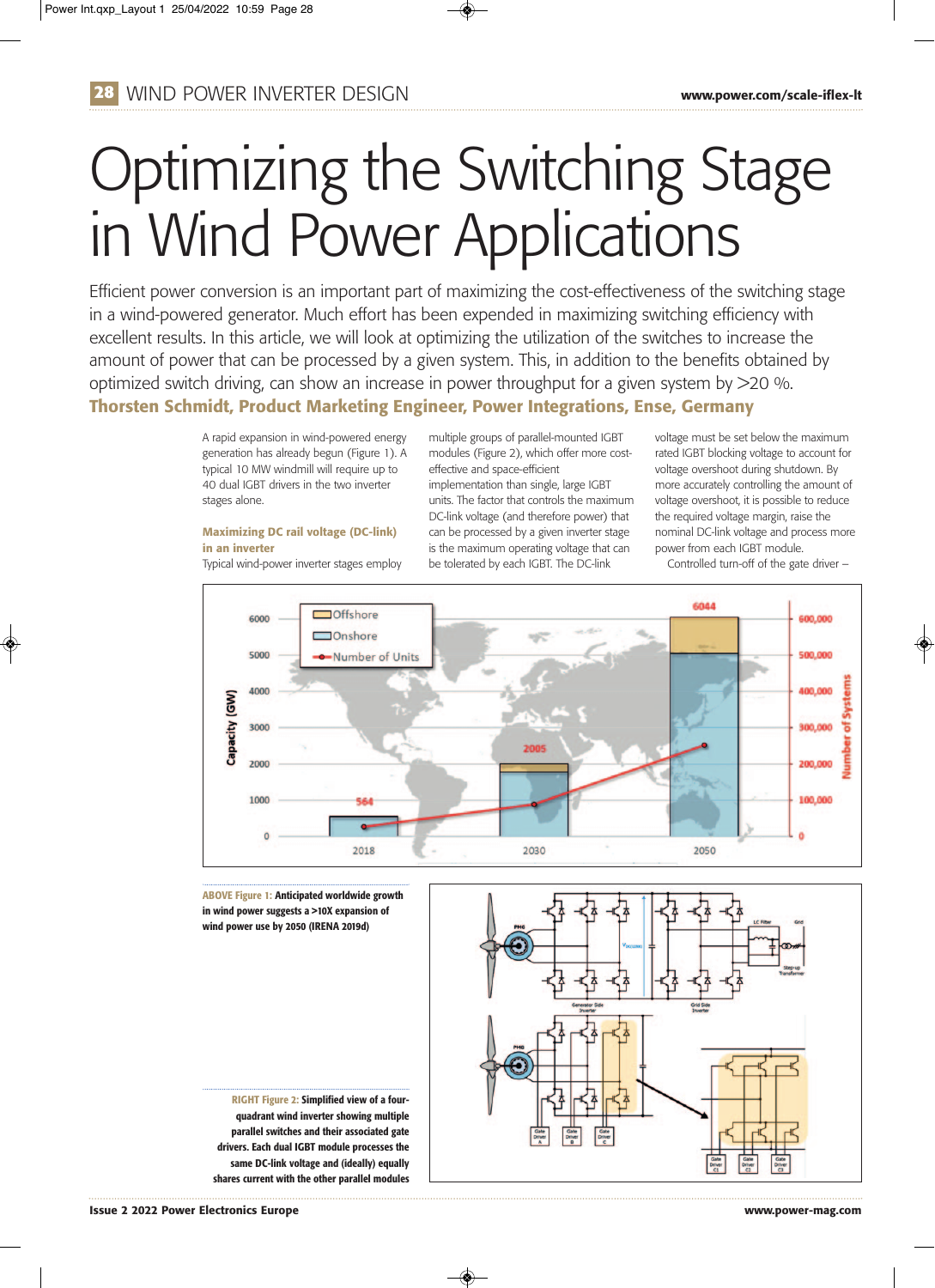# Optimizing the Switching Stage in Wind Power Applications

Efficient power conversion is an important part of maximizing the cost-effectiveness of the switching stage in a wind-powered generator. Much effort has been expended in maximizing switching efficiency with excellent results. In this article, we will look at optimizing the utilization of the switches to increase the amount of power that can be processed by a given system. This, in addition to the benefits obtained by optimized switch driving, can show an increase in power throughput for a given system by >20 %.

**Thorsten Schmidt, Product Marketing Engineer, Power Integrations, Ense, Germany**

A rapid expansion in wind-powered energy generation has already begun (Figure 1). A typical 10 MW windmill will require up to 40 dual IGBT drivers in the two inverter stages alone.

### Maximizing DC rail voltage (DC-link) in an inverter

Typical wind-power inverter stages employ multiple groups of parallel-mounted IGBT modules (Figure 2), which offer more cost-effective and space-efficient implementation than single, large IGBT units. The factor that controls the maximum DC-link voltage (and therefore power) that can be processed by a given inverter stage is the maximum operating voltage that can be tolerated by each IGBT. The DC-link voltage must be set below the maximum rated IGBT blocking voltage to account for voltage overshoot during shutdown. By more accurately controlling the amount of voltage overshoot, it is possible to reduce the required voltage margin, raise the nominal DC-link voltage and process more power from each IGBT module.

Controlled turn-off of the gate driver –

**ABOVE Figure 1: Anticipated worldwide growth in wind power suggests a >10X expansion of wind power use by 2050 (IRENA 2019d)**

**RIGHT Figure 2: Simplified view of a four-quadrant wind inverter showing multiple parallel switches and their associated gate drivers. Each dual IGBT module processes the same DC-link voltage and (ideally) equally shares current with the other parallel modules**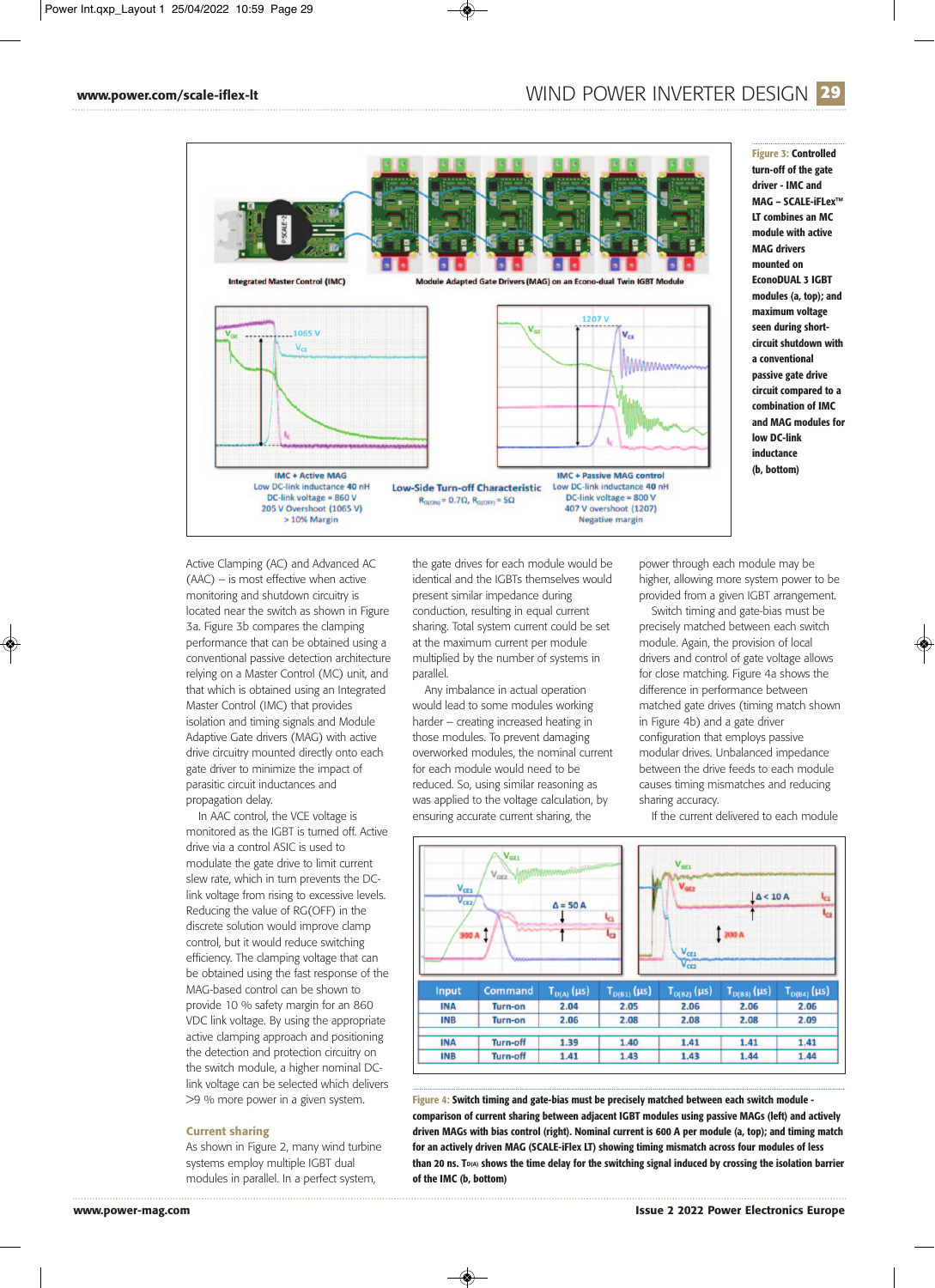Figure 3: Controlled turn-off of the gate driver - IMC and MAG – SCALE-iFLex™ LT combines an MC module with active MAG drivers mounted on EconoDUAL 3 IGBT modules (a, top); and maximum voltage seen during short-circuit shutdown with a conventional passive gate drive circuit compared to a combination of IMC and MAG modules for low DC-link inductance (b, bottom)

Active Clamping (AC) and Advanced AC (AAC) – is most effective when active monitoring and shutdown circuitry is located near the switch as shown in Figure 3a. Figure 3b compares the clamping performance that can be obtained using a conventional passive detection architecture relying on a Master Control (MC) unit, and that which is obtained using an Integrated Master Control (IMC) that provides isolation and timing signals and Module Adaptive Gate drivers (MAG) with active drive circuitry mounted directly onto each gate driver to minimize the impact of parasitic circuit inductances and propagation delay.

In AAC control, the VCE voltage is monitored as the IGBT is turned off. Active drive via a control ASIC is used to modulate the gate drive to limit current slew rate, which in turn prevents the DC-link voltage from rising to excessive levels. Reducing the value of RG(OFF) in the discrete solution would improve clamp control, but it would reduce switching efficiency. The clamping voltage that can be obtained using the fast response of the MAG-based control can be shown to provide 10 % safety margin for an 860 VDC link voltage. By using the appropriate active clamping approach and positioning the detection and protection circuitry on the switch module, a higher nominal DC-link voltage can be selected which delivers >9 % more power in a given system.

## Current sharing

As shown in Figure 2, many wind turbine systems employ multiple IGBT dual modules in parallel. In a perfect system, the gate drives for each module would be identical and the IGBTs themselves would present similar impedance during conduction, resulting in equal current sharing. Total system current could be set at the maximum current per module multiplied by the number of systems in parallel.

Any imbalance in actual operation would lead to some modules working harder – creating increased heating in those modules. To prevent damaging overworked modules, the nominal current for each module would need to be reduced. So, using similar reasoning as was applied to the voltage calculation, by ensuring accurate current sharing, the power through each module may be higher, allowing more system power to be provided from a given IGBT arrangement.

Switch timing and gate-bias must be precisely matched between each switch module. Again, the provision of local drivers and control of gate voltage allows for close matching. Figure 4a shows the difference in performance between matched gate drives (timing match shown in Figure 4b) and a gate driver configuration that employs passive modular drives. Unbalanced impedance between the drive feeds to each module causes timing mismatches and reducing sharing accuracy.

If the current delivered to each module

| Input | Command | $T_{D(A)}$ (µs) | $T_{D(B1)}$ (µs) | $T_{D(B2)}$ (µs) | $T_{D(B3)}$ (µs) | $T_{D(B4)}$ (µs) |
|---|---|---|---|---|---|---|
| INA | Turn-on | 2.04 | 2.05 | 2.06 | 2.06 | 2.06 |
| INB | Turn-on | 2.06 | 2.08 | 2.08 | 2.08 | 2.09 |
| INA | Turn-off | 1.39 | 1.40 | 1.41 | 1.41 | 1.41 |
| INB | Turn-off | 1.41 | 1.43 | 1.43 | 1.44 | 1.44 |

Figure 4: Switch timing and gate-bias must be precisely matched between each switch module - comparison of current sharing between adjacent IGBT modules using passive MAGs (left) and actively driven MAGs with bias control (right). Nominal current is 600 A per module (a, top); and timing match for an actively driven MAG (SCALE-iFlex LT) showing timing mismatch across four modules of less than 20 ns. $T_{D(A)}$ shows the time delay for the switching signal induced by crossing the isolation barrier of the IMC (b, bottom)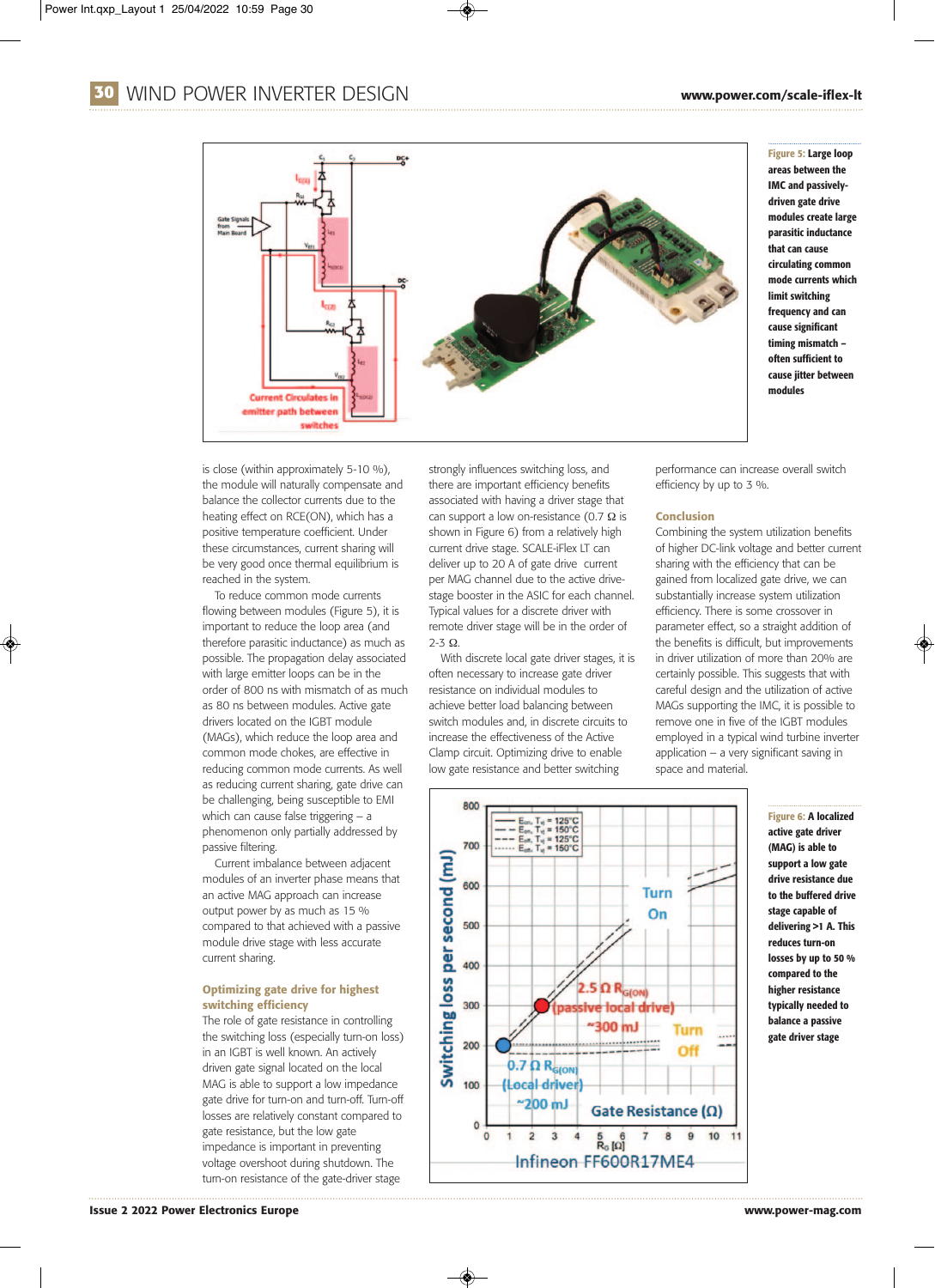Figure 5: Large loop areas between the IMC and passively-driven gate drive modules create large parasitic inductance that can cause circulating common mode currents which limit switching frequency and can cause significant timing mismatch – often sufficient to cause jitter between modules

is close (within approximately 5-10 %), the module will naturally compensate and balance the collector currents due to the heating effect on RCE(ON), which has a positive temperature coefficient. Under these circumstances, current sharing will be very good once thermal equilibrium is reached in the system.

To reduce common mode currents flowing between modules (Figure 5), it is important to reduce the loop area (and therefore parasitic inductance) as much as possible. The propagation delay associated with large emitter loops can be in the order of 800 ns with mismatch of as much as 80 ns between modules. Active gate drivers located on the IGBT module (MAGs), which reduce the loop area and common mode chokes, are effective in reducing common mode currents. As well as reducing current sharing, gate drive can be challenging, being susceptible to EMI which can cause false triggering – a phenomenon only partially addressed by passive filtering.

Current imbalance between adjacent modules of an inverter phase means that an active MAG approach can increase output power by as much as 15 % compared to that achieved with a passive module drive stage with less accurate current sharing.

## Optimizing gate drive for highest switching efficiency

The role of gate resistance in controlling the switching loss (especially turn-on loss) in an IGBT is well known. An actively driven gate signal located on the local MAG is able to support a low impedance gate drive for turn-on and turn-off. Turn-off losses are relatively constant compared to gate resistance, but the low gate impedance is important in preventing voltage overshoot during shutdown. The turn-on resistance of the gate-driver stage strongly influences switching loss, and there are important efficiency benefits associated with having a driver stage that can support a low on-resistance (0.7 Ω is shown in Figure 6) from a relatively high current drive stage. SCALE-iFlex LT can deliver up to 20 A of gate drive current per MAG channel due to the active drive-stage booster in the ASIC for each channel. Typical values for a discrete driver with remote driver stage will be in the order of 2-3 Ω.

With discrete local gate driver stages, it is often necessary to increase gate driver resistance on individual modules to achieve better load balancing between switch modules and, in discrete circuits to increase the effectiveness of the Active Clamp circuit. Optimizing drive to enable low gate resistance and better switching performance can increase overall switch efficiency by up to 3 %.

## Conclusion

Combining the system utilization benefits of higher DC-link voltage and better current sharing with the efficiency that can be gained from localized gate drive, we can substantially increase system utilization efficiency. There is some crossover in parameter effect, so a straight addition of the benefits is difficult, but improvements in driver utilization of more than 20% are certainly possible. This suggests that with careful design and the utilization of active MAGs supporting the IMC, it is possible to remove one in five of the IGBT modules employed in a typical wind turbine inverter application – a very significant saving in space and material.

Figure 6: A localized active gate driver (MAG) is able to support a low gate drive resistance due to the buffered drive stage capable of delivering >1 A. This reduces turn-on losses by up to 50 % compared to the higher resistance typically needed to balance a passive gate driver stage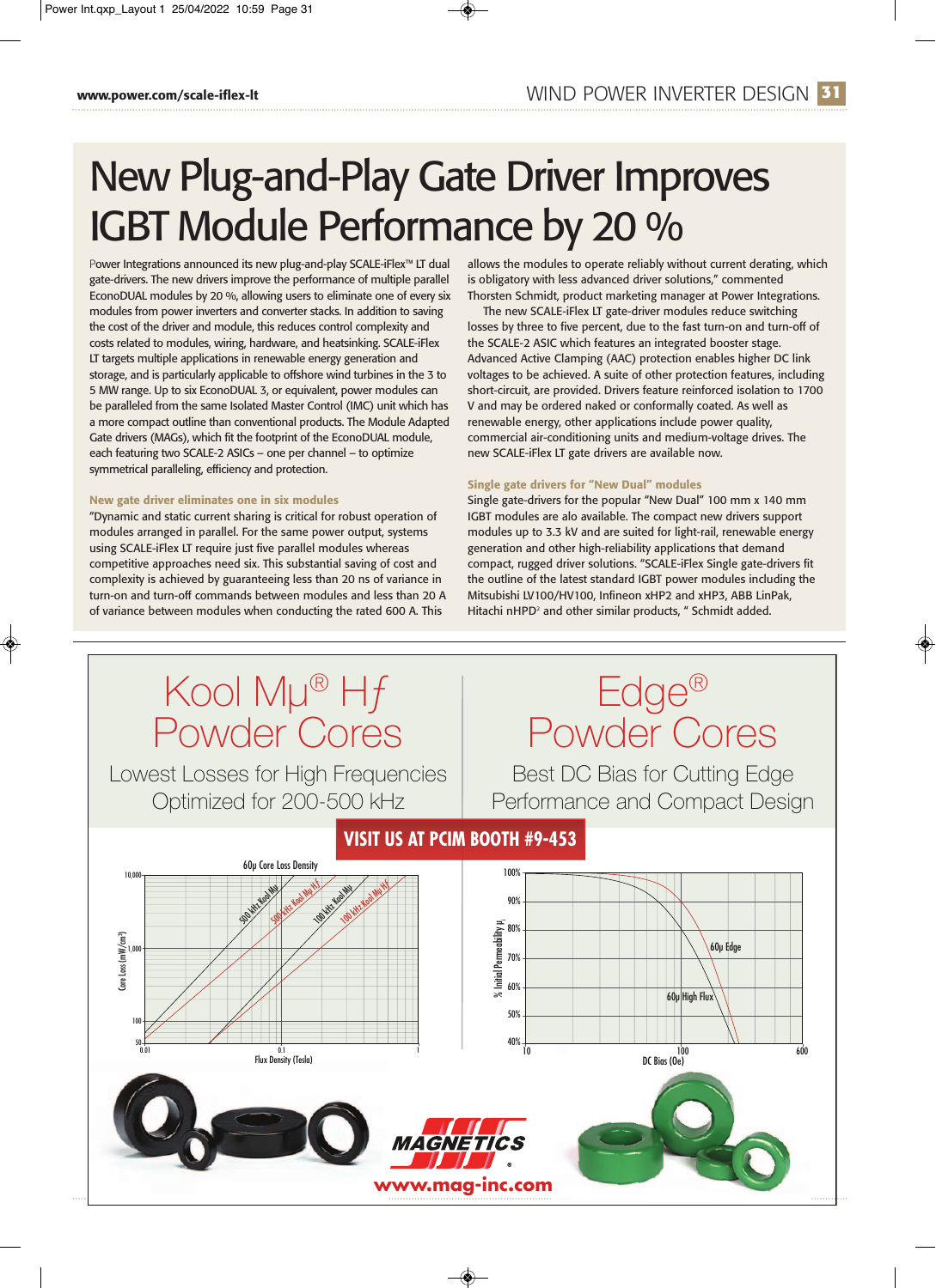# New Plug-and-Play Gate Driver Improves IGBT Module Performance by 20 %

Power Integrations announced its new plug-and-play SCALE-iFlex™ LT dual gate-drivers. The new drivers improve the performance of multiple parallel EconoDUAL modules by 20 %, allowing users to eliminate one of every six modules from power inverters and converter stacks. In addition to saving the cost of the driver and module, this reduces control complexity and costs related to modules, wiring, hardware, and heatsinking. SCALE-iFlex LT targets multiple applications in renewable energy generation and storage, and is particularly applicable to offshore wind turbines in the 3 to 5 MW range. Up to six EconoDUAL 3, or equivalent, power modules can be paralleled from the same Isolated Master Control (IMC) unit which has a more compact outline than conventional products. The Module Adapted Gate drivers (MAGs), which fit the footprint of the EconoDUAL module, each featuring two SCALE-2 ASICs – one per channel – to optimize symmetrical paralleling, efficiency and protection.

### New gate driver eliminates one in six modules

"Dynamic and static current sharing is critical for robust operation of modules arranged in parallel. For the same power output, systems using SCALE-iFlex LT require just five parallel modules whereas competitive approaches need six. This substantial saving of cost and complexity is achieved by guaranteeing less than 20 ns of variance in turn-on and turn-off commands between modules and less than 20 A of variance between modules when conducting the rated 600 A. This allows the modules to operate reliably without current derating, which is obligatory with less advanced driver solutions," commented Thorsten Schmidt, product marketing manager at Power Integrations.

The new SCALE-iFlex LT gate-driver modules reduce switching losses by three to five percent, due to the fast turn-on and turn-off of the SCALE-2 ASIC which features an integrated booster stage. Advanced Active Clamping (AAC) protection enables higher DC link voltages to be achieved. A suite of other protection features, including short-circuit, are provided. Drivers feature reinforced isolation to 1700 V and may be ordered naked or conformally coated. As well as renewable energy, other applications include power quality, commercial air-conditioning units and medium-voltage drives. The new SCALE-iFlex LT gate drivers are available now.

### Single gate drivers for "New Dual" modules

Single gate-drivers for the popular "New Dual" 100 mm x 140 mm IGBT modules are alo available. The compact new drivers support modules up to 3.3 kV and are suited for light-rail, renewable energy generation and other high-reliability applications that demand compact, rugged driver solutions. "SCALE-iFlex Single gate-drivers fit the outline of the latest standard IGBT power modules including the Mitsubishi LV100/HV100, Infineon xHP2 and xHP3, ABB LinPak, Hitachi nHPD[2] and other similar products, " Schmidt added.

Kool Mµ® Hƒ Powder Cores
Lowest Losses for High Frequencies
Optimized for 200-500 kHz

Edge® Powder Cores
Best DC Bias for Cutting Edge
Performance and Compact Design

VISIT US AT PCIM BOOTH #9-453

60µ Core Loss Density
500 kHz Kool Mµ
500 kHz Kool Mµ Hƒ
100 kHz Kool Mµ
100 kHz Kool Mµ Hƒ
Core Loss (mW/cm³)
10,000
1,000
100
50
0.01
0.1
1
Flux Density (Tesla)

% Initial Permeability µi
100%
90%
80%
70%
60%
50%
40%
60µ Edge
60µ High Flux
10
100
600
DC Bias (Oe)

MAGNETICS®
www.mag-inc.com